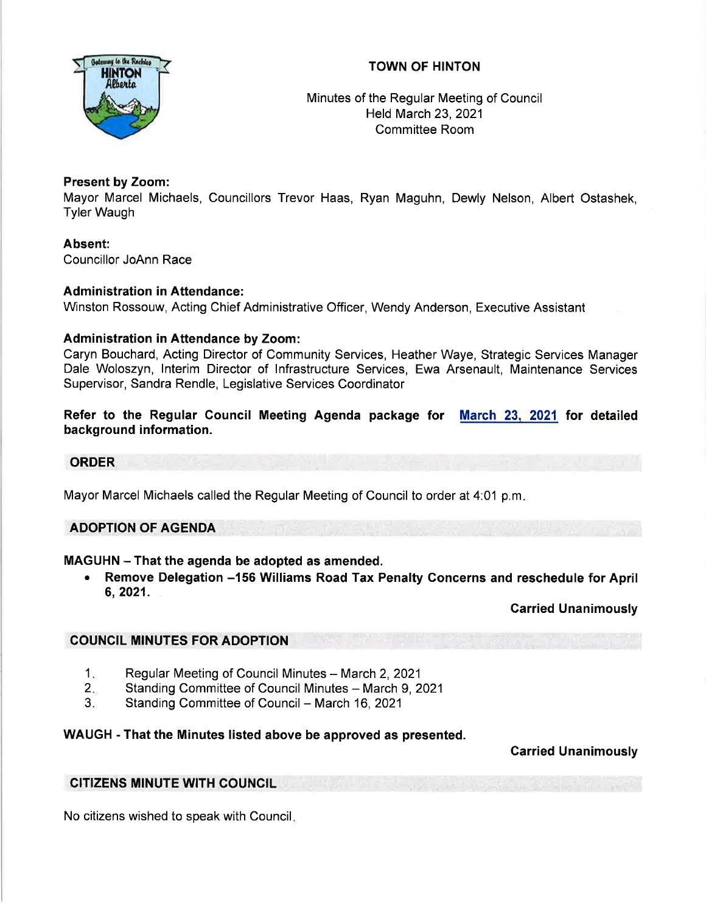# TOWN OF HINTON

Minutes of the Regular Meeting of Council
Held March 23, 2021
Committee Room

**Present by Zoom:**
Mayor Marcel Michaels, Councillors Trevor Haas, Ryan Maguhn, Dewly Nelson, Albert Ostashek, Tyler Waugh

**Absent:**
Councillor JoAnn Race

**Administration in Attendance:**
Winston Rossouw, Acting Chief Administrative Officer, Wendy Anderson, Executive Assistant

**Administration in Attendance by Zoom:**
Caryn Bouchard, Acting Director of Community Services, Heather Waye, Strategic Services Manager Dale Woloszyn, Interim Director of Infrastructure Services, Ewa Arsenault, Maintenance Services Supervisor, Sandra Rendle, Legislative Services Coordinator

**Refer to the Regular Council Meeting Agenda package for March 23, 2021 for detailed background information.**

## ORDER

Mayor Marcel Michaels called the Regular Meeting of Council to order at 4:01 p.m.

## ADOPTION OF AGENDA

**MAGUHN – That the agenda be adopted as amended.**

- **Remove Delegation –156 Williams Road Tax Penalty Concerns and reschedule for April 6, 2021.**

**Carried Unanimously**

## COUNCIL MINUTES FOR ADOPTION

1. Regular Meeting of Council Minutes – March 2, 2021
2. Standing Committee of Council Minutes – March 9, 2021
3. Standing Committee of Council – March 16, 2021

**WAUGH - That the Minutes listed above be approved as presented.**

**Carried Unanimously**

## CITIZENS MINUTE WITH COUNCIL

No citizens wished to speak with Council.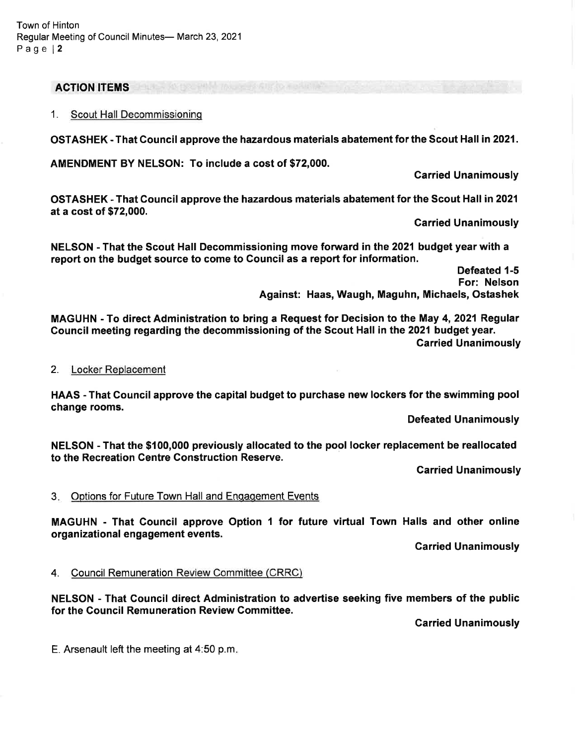## ACTION ITEMS

1. Scout Hall Decommissioning

**OSTASHEK - That Council approve the hazardous materials abatement for the Scout Hall in 2021.**

**AMENDMENT BY NELSON: To include a cost of $72,000.**

**Carried Unanimously**

**OSTASHEK - That Council approve the hazardous materials abatement for the Scout Hall in 2021 at a cost of $72,000.**

**Carried Unanimously**

**NELSON - That the Scout Hall Decommissioning move forward in the 2021 budget year with a report on the budget source to come to Council as a report for information.**

**Defeated 1-5**
**For: Nelson**
**Against: Haas, Waugh, Maguhn, Michaels, Ostashek**

**MAGUHN - To direct Administration to bring a Request for Decision to the May 4, 2021 Regular Council meeting regarding the decommissioning of the Scout Hall in the 2021 budget year.**

**Carried Unanimously**

2. Locker Replacement

**HAAS - That Council approve the capital budget to purchase new lockers for the swimming pool change rooms.**

**Defeated Unanimously**

**NELSON - That the $100,000 previously allocated to the pool locker replacement be reallocated to the Recreation Centre Construction Reserve.**

**Carried Unanimously**

3. Options for Future Town Hall and Engagement Events

**MAGUHN - That Council approve Option 1 for future virtual Town Halls and other online organizational engagement events.**

**Carried Unanimously**

4. Council Remuneration Review Committee (CRRC)

**NELSON - That Council direct Administration to advertise seeking five members of the public for the Council Remuneration Review Committee.**

**Carried Unanimously**

E. Arsenault left the meeting at 4:50 p.m.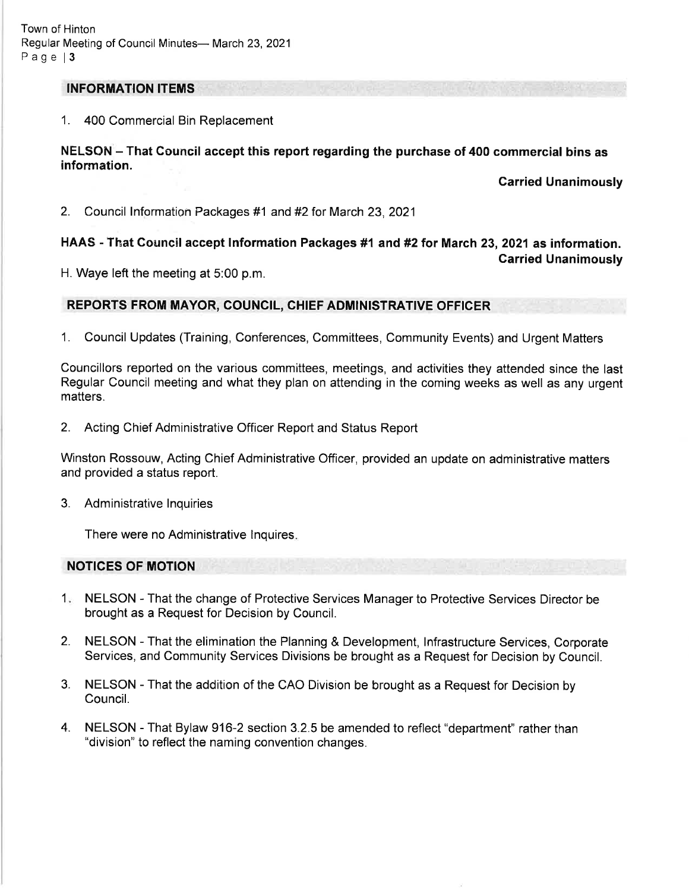## INFORMATION ITEMS

1. 400 Commercial Bin Replacement

**NELSON – That Council accept this report regarding the purchase of 400 commercial bins as information.**

**Carried Unanimously**

2. Council Information Packages #1 and #2 for March 23, 2021

**HAAS - That Council accept Information Packages #1 and #2 for March 23, 2021 as information.**

**Carried Unanimously**

H. Waye left the meeting at 5:00 p.m.

## REPORTS FROM MAYOR, COUNCIL, CHIEF ADMINISTRATIVE OFFICER

1. Council Updates (Training, Conferences, Committees, Community Events) and Urgent Matters

Councillors reported on the various committees, meetings, and activities they attended since the last Regular Council meeting and what they plan on attending in the coming weeks as well as any urgent matters.

2. Acting Chief Administrative Officer Report and Status Report

Winston Rossouw, Acting Chief Administrative Officer, provided an update on administrative matters and provided a status report.

3. Administrative Inquiries

   There were no Administrative Inquires.

## NOTICES OF MOTION

1. NELSON - That the change of Protective Services Manager to Protective Services Director be brought as a Request for Decision by Council.
2. NELSON - That the elimination the Planning & Development, Infrastructure Services, Corporate Services, and Community Services Divisions be brought as a Request for Decision by Council.
3. NELSON - That the addition of the CAO Division be brought as a Request for Decision by Council.
4. NELSON - That Bylaw 916-2 section 3.2.5 be amended to reflect "department" rather than "division" to reflect the naming convention changes.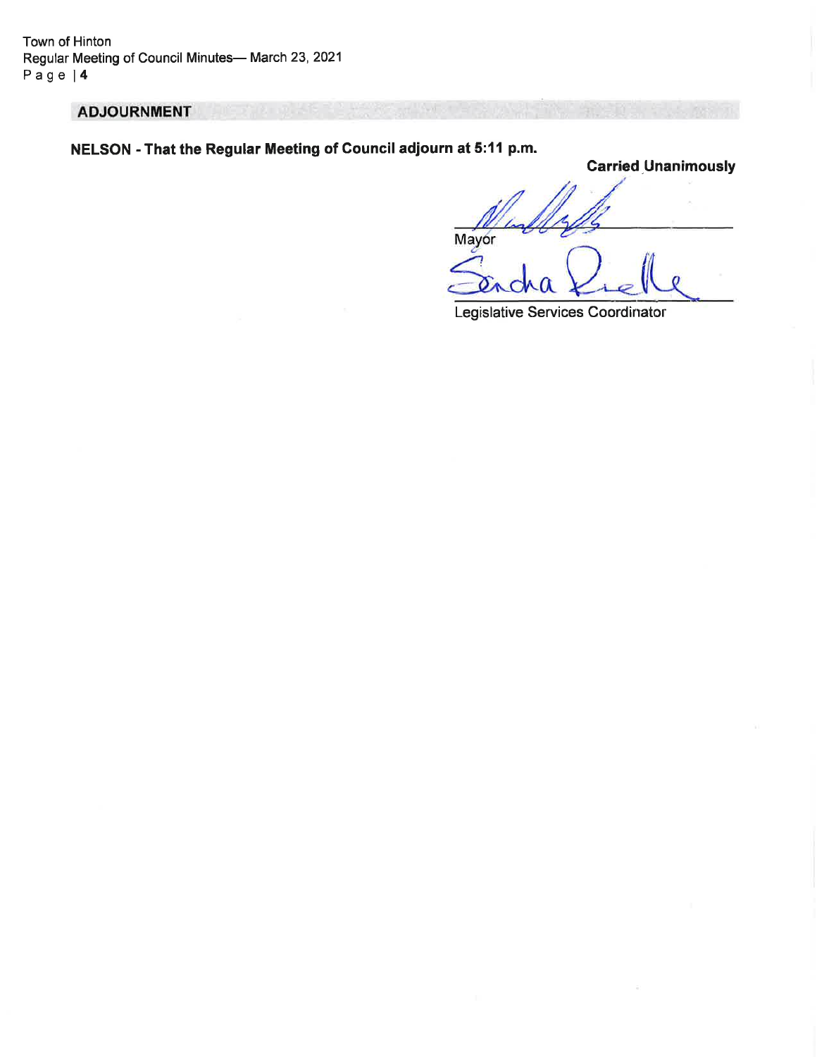## ADJOURNMENT

**NELSON - That the Regular Meeting of Council adjourn at 5:11 p.m.**

**Carried Unanimously**

Mayor

Legislative Services Coordinator